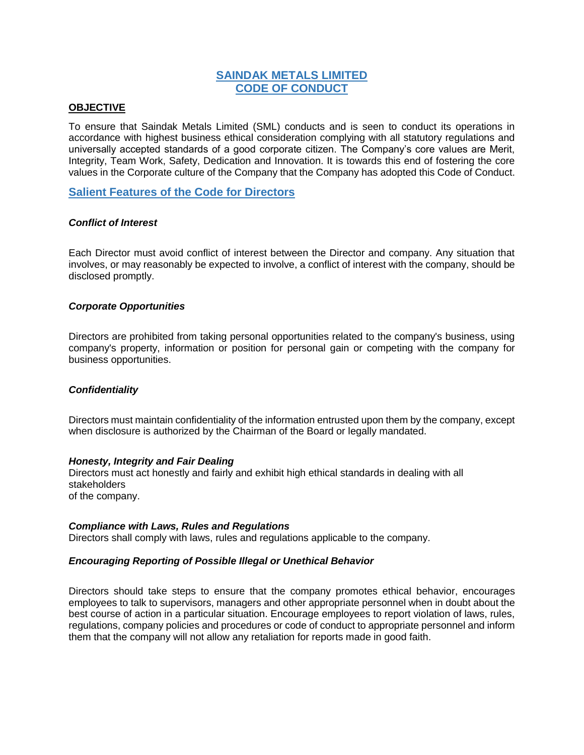# SAINDAK METALS LIMITED
# CODE OF CONDUCT

## OBJECTIVE

To ensure that Saindak Metals Limited (SML) conducts and is seen to conduct its operations in accordance with highest business ethical consideration complying with all statutory regulations and universally accepted standards of a good corporate citizen. The Company's core values are Merit, Integrity, Team Work, Safety, Dedication and Innovation. It is towards this end of fostering the core values in the Corporate culture of the Company that the Company has adopted this Code of Conduct.

## Salient Features of the Code for Directors

### *Conflict of Interest*

Each Director must avoid conflict of interest between the Director and company. Any situation that involves, or may reasonably be expected to involve, a conflict of interest with the company, should be disclosed promptly.

### *Corporate Opportunities*

Directors are prohibited from taking personal opportunities related to the company's business, using company's property, information or position for personal gain or competing with the company for business opportunities.

### *Confidentiality*

Directors must maintain confidentiality of the information entrusted upon them by the company, except when disclosure is authorized by the Chairman of the Board or legally mandated.

### *Honesty, Integrity and Fair Dealing*

Directors must act honestly and fairly and exhibit high ethical standards in dealing with all stakeholders of the company.

### *Compliance with Laws, Rules and Regulations*

Directors shall comply with laws, rules and regulations applicable to the company.

### *Encouraging Reporting of Possible Illegal or Unethical Behavior*

Directors should take steps to ensure that the company promotes ethical behavior, encourages employees to talk to supervisors, managers and other appropriate personnel when in doubt about the best course of action in a particular situation. Encourage employees to report violation of laws, rules, regulations, company policies and procedures or code of conduct to appropriate personnel and inform them that the company will not allow any retaliation for reports made in good faith.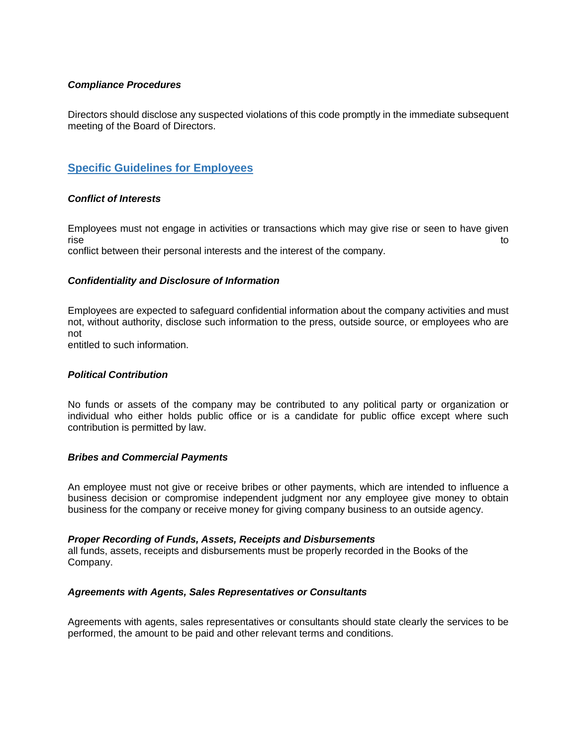***Compliance Procedures***

Directors should disclose any suspected violations of this code promptly in the immediate subsequent meeting of the Board of Directors.

## Specific Guidelines for Employees

***Conflict of Interests***

Employees must not engage in activities or transactions which may give rise or seen to have given rise to conflict between their personal interests and the interest of the company.

***Confidentiality and Disclosure of Information***

Employees are expected to safeguard confidential information about the company activities and must not, without authority, disclose such information to the press, outside source, or employees who are not entitled to such information.

***Political Contribution***

No funds or assets of the company may be contributed to any political party or organization or individual who either holds public office or is a candidate for public office except where such contribution is permitted by law.

***Bribes and Commercial Payments***

An employee must not give or receive bribes or other payments, which are intended to influence a business decision or compromise independent judgment nor any employee give money to obtain business for the company or receive money for giving company business to an outside agency.

***Proper Recording of Funds, Assets, Receipts and Disbursements***

all funds, assets, receipts and disbursements must be properly recorded in the Books of the Company.

***Agreements with Agents, Sales Representatives or Consultants***

Agreements with agents, sales representatives or consultants should state clearly the services to be performed, the amount to be paid and other relevant terms and conditions.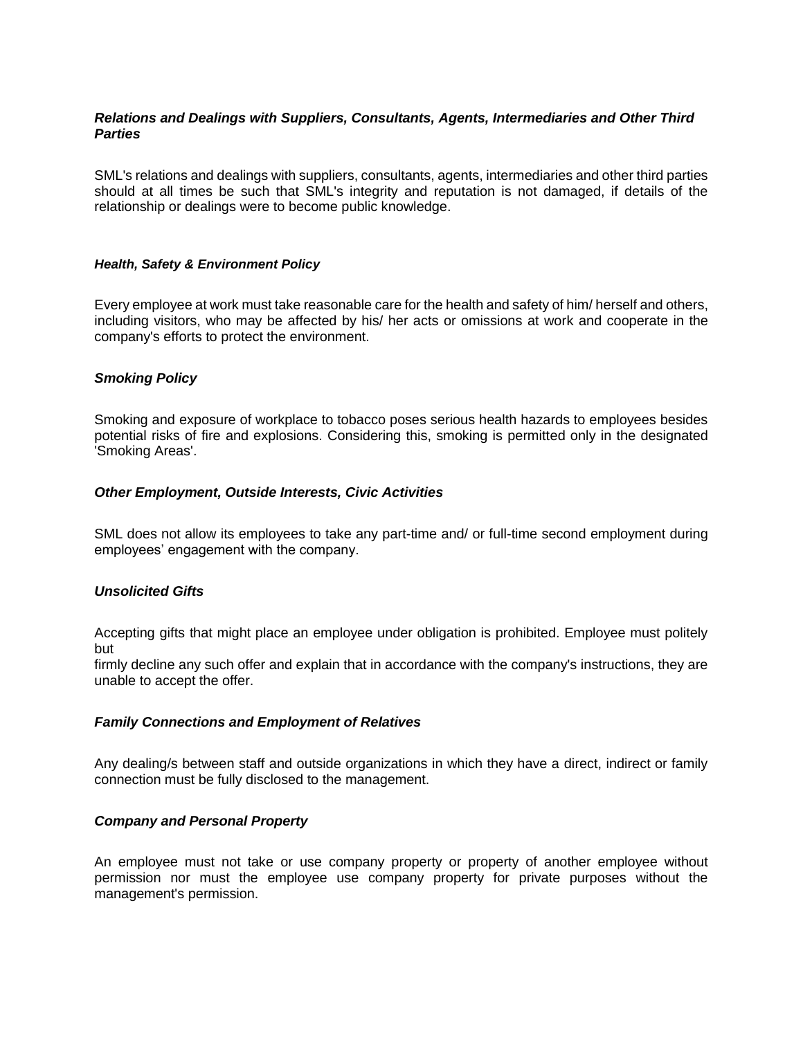***Relations and Dealings with Suppliers, Consultants, Agents, Intermediaries and Other Third Parties***

SML's relations and dealings with suppliers, consultants, agents, intermediaries and other third parties should at all times be such that SML's integrity and reputation is not damaged, if details of the relationship or dealings were to become public knowledge.

***Health, Safety & Environment Policy***

Every employee at work must take reasonable care for the health and safety of him/ herself and others, including visitors, who may be affected by his/ her acts or omissions at work and cooperate in the company's efforts to protect the environment.

***Smoking Policy***

Smoking and exposure of workplace to tobacco poses serious health hazards to employees besides potential risks of fire and explosions. Considering this, smoking is permitted only in the designated 'Smoking Areas'.

***Other Employment, Outside Interests, Civic Activities***

SML does not allow its employees to take any part-time and/ or full-time second employment during employees' engagement with the company.

***Unsolicited Gifts***

Accepting gifts that might place an employee under obligation is prohibited. Employee must politely but
firmly decline any such offer and explain that in accordance with the company's instructions, they are unable to accept the offer.

***Family Connections and Employment of Relatives***

Any dealing/s between staff and outside organizations in which they have a direct, indirect or family connection must be fully disclosed to the management.

***Company and Personal Property***

An employee must not take or use company property or property of another employee without permission nor must the employee use company property for private purposes without the management's permission.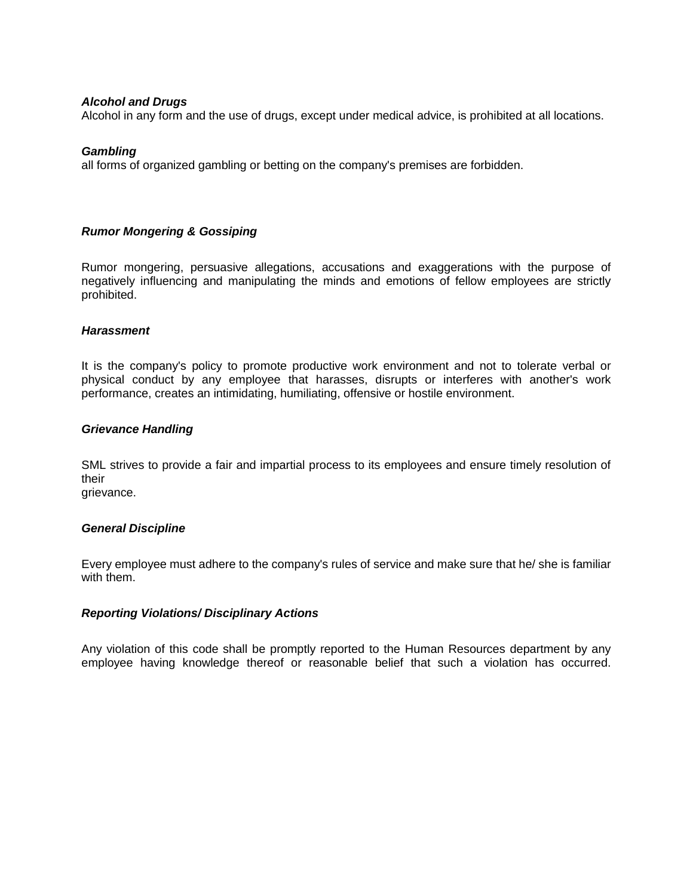***Alcohol and Drugs***

Alcohol in any form and the use of drugs, except under medical advice, is prohibited at all locations.

***Gambling***

all forms of organized gambling or betting on the company's premises are forbidden.

***Rumor Mongering & Gossiping***

Rumor mongering, persuasive allegations, accusations and exaggerations with the purpose of negatively influencing and manipulating the minds and emotions of fellow employees are strictly prohibited.

***Harassment***

It is the company's policy to promote productive work environment and not to tolerate verbal or physical conduct by any employee that harasses, disrupts or interferes with another's work performance, creates an intimidating, humiliating, offensive or hostile environment.

***Grievance Handling***

SML strives to provide a fair and impartial process to its employees and ensure timely resolution of their grievance.

***General Discipline***

Every employee must adhere to the company's rules of service and make sure that he/ she is familiar with them.

***Reporting Violations/ Disciplinary Actions***

Any violation of this code shall be promptly reported to the Human Resources department by any employee having knowledge thereof or reasonable belief that such a violation has occurred.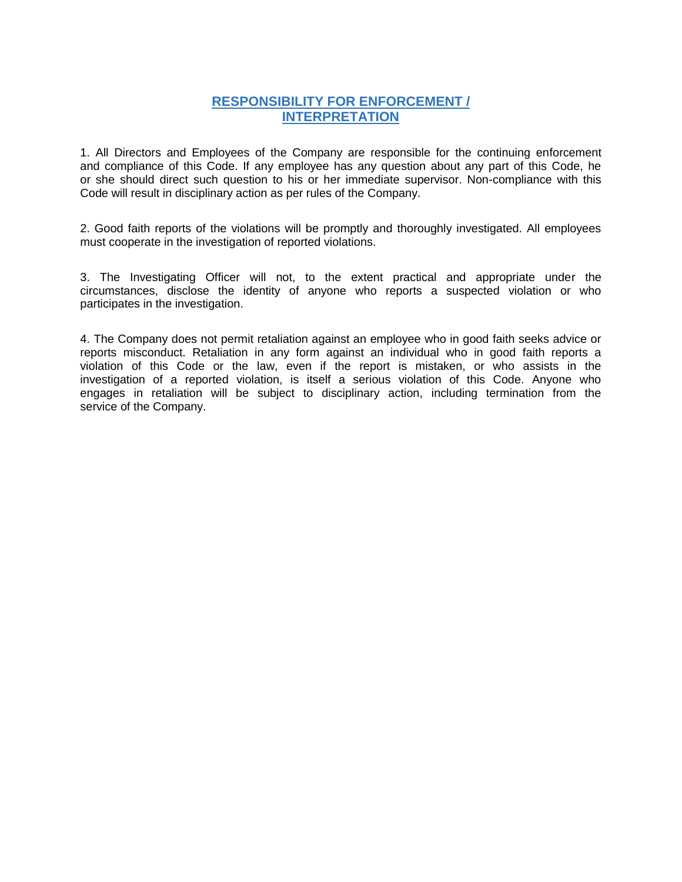## RESPONSIBILITY FOR ENFORCEMENT / INTERPRETATION

1. All Directors and Employees of the Company are responsible for the continuing enforcement and compliance of this Code. If any employee has any question about any part of this Code, he or she should direct such question to his or her immediate supervisor. Non-compliance with this Code will result in disciplinary action as per rules of the Company.

2. Good faith reports of the violations will be promptly and thoroughly investigated. All employees must cooperate in the investigation of reported violations.

3. The Investigating Officer will not, to the extent practical and appropriate under the circumstances, disclose the identity of anyone who reports a suspected violation or who participates in the investigation.

4. The Company does not permit retaliation against an employee who in good faith seeks advice or reports misconduct. Retaliation in any form against an individual who in good faith reports a violation of this Code or the law, even if the report is mistaken, or who assists in the investigation of a reported violation, is itself a serious violation of this Code. Anyone who engages in retaliation will be subject to disciplinary action, including termination from the service of the Company.